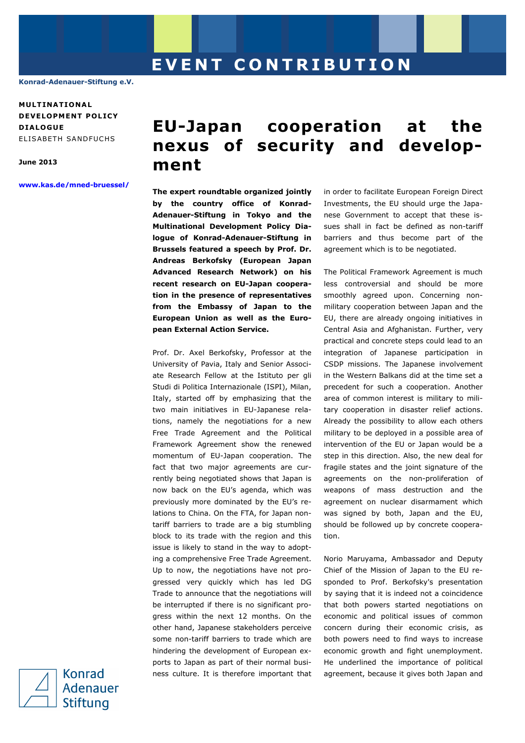EVENT CONTRIBUTION

Konrad-Adenauer-Stiftung e.V.

**MULTINATIONAL DEVELOPMENT POLICY DIALOGUE**

ELISABETH SANDFUCHS

**June 2013**

www.kas.de/mned-bruessel/

# EU-Japan cooperation at the nexus of security and development

**The expert roundtable organized jointly by the country office of Konrad-Adenauer-Stiftung in Tokyo and the Multinational Development Policy Dialogue of Konrad-Adenauer-Stiftung in Brussels featured a speech by Prof. Dr. Andreas Berkofsky (European Japan Advanced Research Network) on his recent research on EU-Japan cooperation in the presence of representatives from the Embassy of Japan to the European Union as well as the European External Action Service.**

Prof. Dr. Axel Berkofsky, Professor at the University of Pavia, Italy and Senior Associate Research Fellow at the Istituto per gli Studi di Politica Internazionale (ISPI), Milan, Italy, started off by emphasizing that the two main initiatives in EU-Japanese relations, namely the negotiations for a new Free Trade Agreement and the Political Framework Agreement show the renewed momentum of EU-Japan cooperation. The fact that two major agreements are currently being negotiated shows that Japan is now back on the EU's agenda, which was previously more dominated by the EU's relations to China. On the FTA, for Japan non-tariff barriers to trade are a big stumbling block to its trade with the region and this issue is likely to stand in the way to adopting a comprehensive Free Trade Agreement. Up to now, the negotiations have not progressed very quickly which has led DG Trade to announce that the negotiations will be interrupted if there is no significant progress within the next 12 months. On the other hand, Japanese stakeholders perceive some non-tariff barriers to trade which are hindering the development of European exports to Japan as part of their normal business culture. It is therefore important that in order to facilitate European Foreign Direct Investments, the EU should urge the Japanese Government to accept that these issues shall in fact be defined as non-tariff barriers and thus become part of the agreement which is to be negotiated.

The Political Framework Agreement is much less controversial and should be more smoothly agreed upon. Concerning non-military cooperation between Japan and the EU, there are already ongoing initiatives in Central Asia and Afghanistan. Further, very practical and concrete steps could lead to an integration of Japanese participation in CSDP missions. The Japanese involvement in the Western Balkans did at the time set a precedent for such a cooperation. Another area of common interest is military to military cooperation in disaster relief actions. Already the possibility to allow each others military to be deployed in a possible area of intervention of the EU or Japan would be a step in this direction. Also, the new deal for fragile states and the joint signature of the agreements on the non-proliferation of weapons of mass destruction and the agreement on nuclear disarmament which was signed by both, Japan and the EU, should be followed up by concrete cooperation.

Norio Maruyama, Ambassador and Deputy Chief of the Mission of Japan to the EU responded to Prof. Berkofsky's presentation by saying that it is indeed not a coincidence that both powers started negotiations on economic and political issues of common concern during their economic crisis, as both powers need to find ways to increase economic growth and fight unemployment. He underlined the importance of political agreement, because it gives both Japan and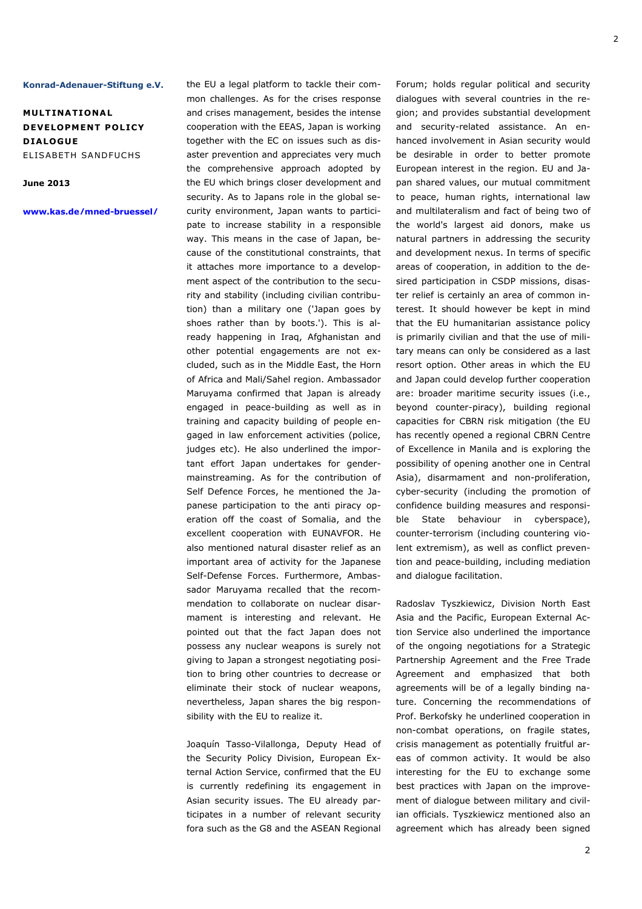the EU a legal platform to tackle their common challenges. As for the crises response and crises management, besides the intense cooperation with the EEAS, Japan is working together with the EC on issues such as disaster prevention and appreciates very much the comprehensive approach adopted by the EU which brings closer development and security. As to Japans role in the global security environment, Japan wants to participate to increase stability in a responsible way. This means in the case of Japan, because of the constitutional constraints, that it attaches more importance to a development aspect of the contribution to the security and stability (including civilian contribution) than a military one ('Japan goes by shoes rather than by boots.'). This is already happening in Iraq, Afghanistan and other potential engagements are not excluded, such as in the Middle East, the Horn of Africa and Mali/Sahel region. Ambassador Maruyama confirmed that Japan is already engaged in peace-building as well as in training and capacity building of people engaged in law enforcement activities (police, judges etc). He also underlined the important effort Japan undertakes for gender-mainstreaming. As for the contribution of Self Defence Forces, he mentioned the Japanese participation to the anti piracy operation off the coast of Somalia, and the excellent cooperation with EUNAVFOR. He also mentioned natural disaster relief as an important area of activity for the Japanese Self-Defense Forces. Furthermore, Ambassador Maruyama recalled that the recommendation to collaborate on nuclear disarmament is interesting and relevant. He pointed out that the fact Japan does not possess any nuclear weapons is surely not giving to Japan a strongest negotiating position to bring other countries to decrease or eliminate their stock of nuclear weapons, nevertheless, Japan shares the big responsibility with the EU to realize it.

Joaquín Tasso-Vilallonga, Deputy Head of the Security Policy Division, European External Action Service, confirmed that the EU is currently redefining its engagement in Asian security issues. The EU already participates in a number of relevant security fora such as the G8 and the ASEAN Regional Forum; holds regular political and security dialogues with several countries in the region; and provides substantial development and security-related assistance. An enhanced involvement in Asian security would be desirable in order to better promote European interest in the region. EU and Japan shared values, our mutual commitment to peace, human rights, international law and multilateralism and fact of being two of the world's largest aid donors, make us natural partners in addressing the security and development nexus. In terms of specific areas of cooperation, in addition to the desired participation in CSDP missions, disaster relief is certainly an area of common interest. It should however be kept in mind that the EU humanitarian assistance policy is primarily civilian and that the use of military means can only be considered as a last resort option. Other areas in which the EU and Japan could develop further cooperation are: broader maritime security issues (i.e., beyond counter-piracy), building regional capacities for CBRN risk mitigation (the EU has recently opened a regional CBRN Centre of Excellence in Manila and is exploring the possibility of opening another one in Central Asia), disarmament and non-proliferation, cyber-security (including the promotion of confidence building measures and responsible State behaviour in cyberspace), counter-terrorism (including countering violent extremism), as well as conflict prevention and peace-building, including mediation and dialogue facilitation.

Radoslav Tyszkiewicz, Division North East Asia and the Pacific, European External Action Service also underlined the importance of the ongoing negotiations for a Strategic Partnership Agreement and the Free Trade Agreement and emphasized that both agreements will be of a legally binding nature. Concerning the recommendations of Prof. Berkofsky he underlined cooperation in non-combat operations, on fragile states, crisis management as potentially fruitful areas of common activity. It would be also interesting for the EU to exchange some best practices with Japan on the improvement of dialogue between military and civilian officials. Tyszkiewicz mentioned also an agreement which has already been signed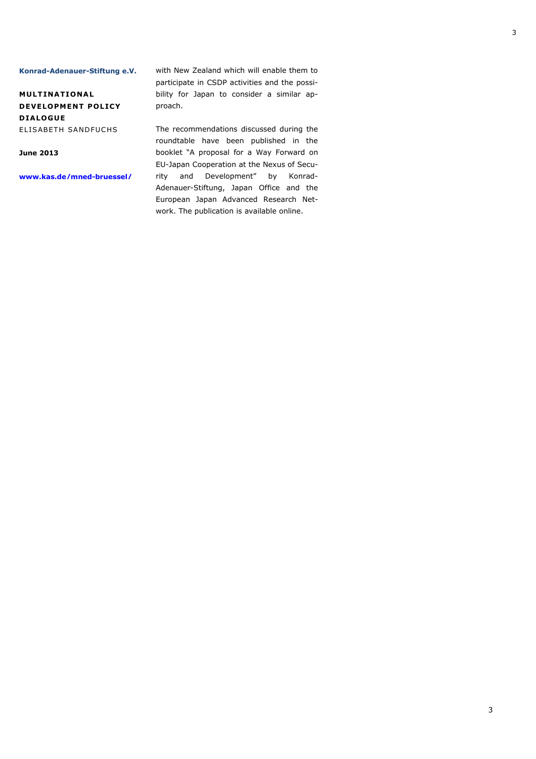**Konrad-Adenauer-Stiftung e.V.**

**MULTINATIONAL DEVELOPMENT POLICY DIALOGUE**

ELISABETH SANDFUCHS

**June 2013**

**www.kas.de/mned-bruessel/**

with New Zealand which will enable them to participate in CSDP activities and the possibility for Japan to consider a similar approach.

The recommendations discussed during the roundtable have been published in the booklet "A proposal for a Way Forward on EU-Japan Cooperation at the Nexus of Security and Development" by Konrad-Adenauer-Stiftung, Japan Office and the European Japan Advanced Research Network. The publication is available online.